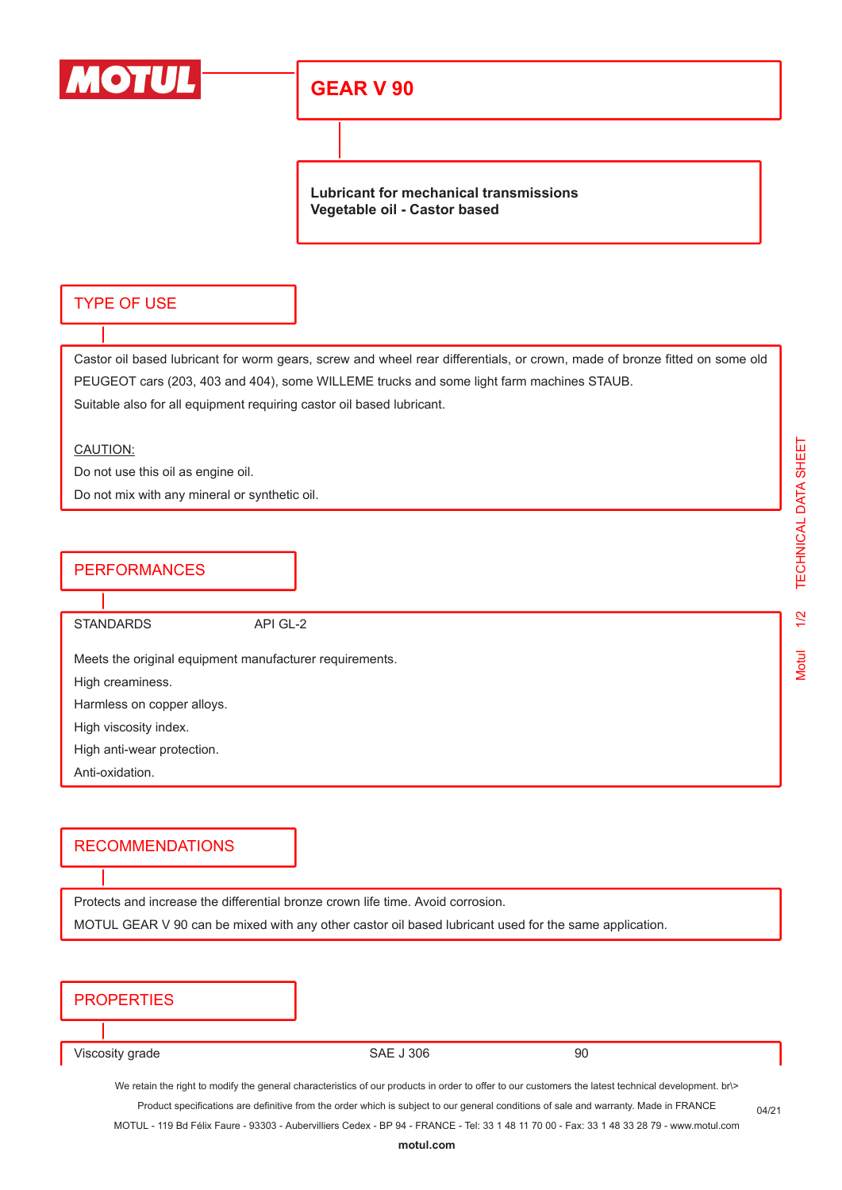# GEAR V 90

**Lubricant for mechanical transmissions**
**Vegetable oil - Castor based**

## TYPE OF USE

Castor oil based lubricant for worm gears, screw and wheel rear differentials, or crown, made of bronze fitted on some old PEUGEOT cars (203, 403 and 404), some WILLEME trucks and some light farm machines STAUB.

Suitable also for all equipment requiring castor oil based lubricant.

CAUTION:

Do not use this oil as engine oil.

Do not mix with any mineral or synthetic oil.

## PERFORMANCES

STANDARDS API GL-2

Meets the original equipment manufacturer requirements.

High creaminess.

Harmless on copper alloys.

High viscosity index.

High anti-wear protection.

Anti-oxidation.

## RECOMMENDATIONS

Protects and increase the differential bronze crown life time. Avoid corrosion.

MOTUL GEAR V 90 can be mixed with any other castor oil based lubricant used for the same application.

## PROPERTIES

| Viscosity grade | SAE J 306 | 90 |
|---|---|---|

We retain the right to modify the general characteristics of our products in order to offer to our customers the latest technical development. br\>

Product specifications are definitive from the order which is subject to our general conditions of sale and warranty. Made in FRANCE

MOTUL - 119 Bd Félix Faure - 93303 - Aubervilliers Cedex - BP 94 - FRANCE - Tel: 33 1 48 11 70 00 - Fax: 33 1 48 33 28 79 - www.motul.com

04/21

motul.com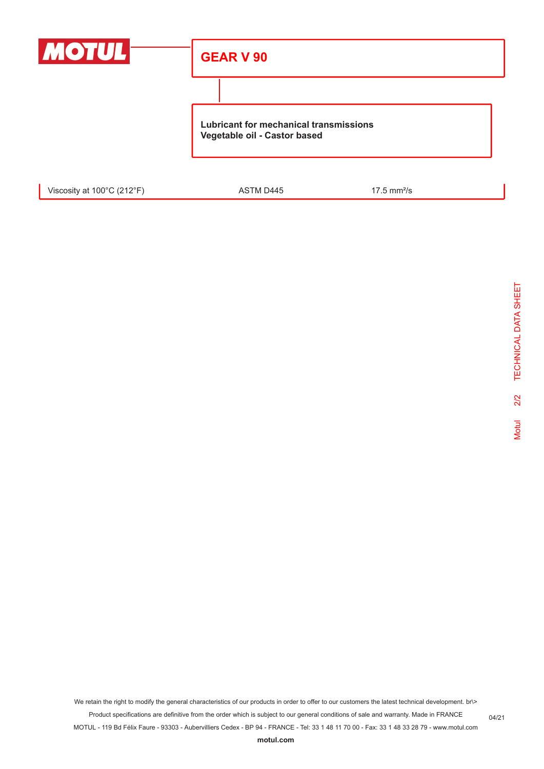# GEAR V 90

**Lubricant for mechanical transmissions**
**Vegetable oil - Castor based**

| | | |
|---|---|---|
| Viscosity at 100°C (212°F) | ASTM D445 | 17.5 mm²/s |

We retain the right to modify the general characteristics of our products in order to offer to our customers the latest technical development. br\>
Product specifications are definitive from the order which is subject to our general conditions of sale and warranty. Made in FRANCE
MOTUL - 119 Bd Félix Faure - 93303 - Aubervilliers Cedex - BP 94 - FRANCE - Tel: 33 1 48 11 70 00 - Fax: 33 1 48 33 28 79 - www.motul.com

04/21

**motul.com**